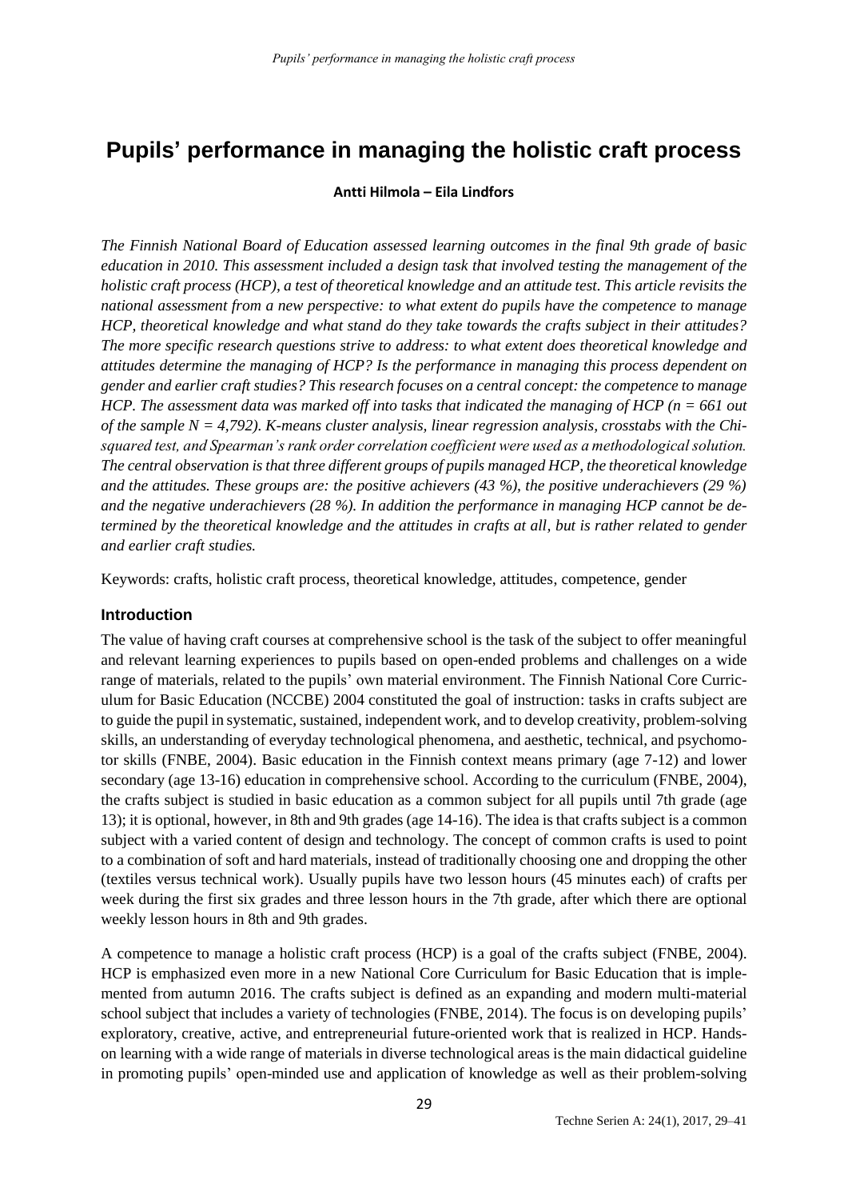# Pupils' performance in managing the holistic craft process

**Antti Hilmola – Eila Lindfors**

*The Finnish National Board of Education assessed learning outcomes in the final 9th grade of basic education in 2010. This assessment included a design task that involved testing the management of the holistic craft process (HCP), a test of theoretical knowledge and an attitude test. This article revisits the national assessment from a new perspective: to what extent do pupils have the competence to manage HCP, theoretical knowledge and what stand do they take towards the crafts subject in their attitudes? The more specific research questions strive to address: to what extent does theoretical knowledge and attitudes determine the managing of HCP? Is the performance in managing this process dependent on gender and earlier craft studies? This research focuses on a central concept: the competence to manage HCP. The assessment data was marked off into tasks that indicated the managing of HCP ($n = 661$ out of the sample $N = 4,792$). K-means cluster analysis, linear regression analysis, crosstabs with the Chi-squared test, and Spearman's rank order correlation coefficient were used as a methodological solution. The central observation is that three different groups of pupils managed HCP, the theoretical knowledge and the attitudes. These groups are: the positive achievers (43 %), the positive underachievers (29 %) and the negative underachievers (28 %). In addition the performance in managing HCP cannot be determined by the theoretical knowledge and the attitudes in crafts at all, but is rather related to gender and earlier craft studies.*

Keywords: crafts, holistic craft process, theoretical knowledge, attitudes, competence, gender

## Introduction

The value of having craft courses at comprehensive school is the task of the subject to offer meaningful and relevant learning experiences to pupils based on open-ended problems and challenges on a wide range of materials, related to the pupils' own material environment. The Finnish National Core Curriculum for Basic Education (NCCBE) 2004 constituted the goal of instruction: tasks in crafts subject are to guide the pupil in systematic, sustained, independent work, and to develop creativity, problem-solving skills, an understanding of everyday technological phenomena, and aesthetic, technical, and psychomotor skills (FNBE, 2004). Basic education in the Finnish context means primary (age 7-12) and lower secondary (age 13-16) education in comprehensive school. According to the curriculum (FNBE, 2004), the crafts subject is studied in basic education as a common subject for all pupils until 7th grade (age 13); it is optional, however, in 8th and 9th grades (age 14-16). The idea is that crafts subject is a common subject with a varied content of design and technology. The concept of common crafts is used to point to a combination of soft and hard materials, instead of traditionally choosing one and dropping the other (textiles versus technical work). Usually pupils have two lesson hours (45 minutes each) of crafts per week during the first six grades and three lesson hours in the 7th grade, after which there are optional weekly lesson hours in 8th and 9th grades.

A competence to manage a holistic craft process (HCP) is a goal of the crafts subject (FNBE, 2004). HCP is emphasized even more in a new National Core Curriculum for Basic Education that is implemented from autumn 2016. The crafts subject is defined as an expanding and modern multi-material school subject that includes a variety of technologies (FNBE, 2014). The focus is on developing pupils' exploratory, creative, active, and entrepreneurial future-oriented work that is realized in HCP. Hands-on learning with a wide range of materials in diverse technological areas is the main didactical guideline in promoting pupils' open-minded use and application of knowledge as well as their problem-solving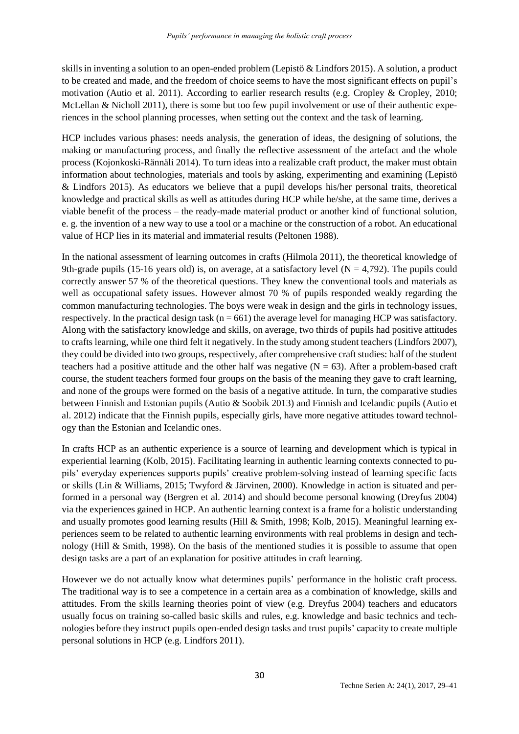skills in inventing a solution to an open-ended problem (Lepistö & Lindfors 2015). A solution, a product to be created and made, and the freedom of choice seems to have the most significant effects on pupil's motivation (Autio et al. 2011). According to earlier research results (e.g. Cropley & Cropley, 2010; McLellan & Nicholl 2011), there is some but too few pupil involvement or use of their authentic experiences in the school planning processes, when setting out the context and the task of learning.

HCP includes various phases: needs analysis, the generation of ideas, the designing of solutions, the making or manufacturing process, and finally the reflective assessment of the artefact and the whole process (Kojonkoski-Rännäli 2014). To turn ideas into a realizable craft product, the maker must obtain information about technologies, materials and tools by asking, experimenting and examining (Lepistö & Lindfors 2015). As educators we believe that a pupil develops his/her personal traits, theoretical knowledge and practical skills as well as attitudes during HCP while he/she, at the same time, derives a viable benefit of the process – the ready-made material product or another kind of functional solution, e. g. the invention of a new way to use a tool or a machine or the construction of a robot. An educational value of HCP lies in its material and immaterial results (Peltonen 1988).

In the national assessment of learning outcomes in crafts (Hilmola 2011), the theoretical knowledge of 9th-grade pupils (15-16 years old) is, on average, at a satisfactory level ($N = 4{,}792$). The pupils could correctly answer 57 % of the theoretical questions. They knew the conventional tools and materials as well as occupational safety issues. However almost 70 % of pupils responded weakly regarding the common manufacturing technologies. The boys were weak in design and the girls in technology issues, respectively. In the practical design task ($n = 661$) the average level for managing HCP was satisfactory. Along with the satisfactory knowledge and skills, on average, two thirds of pupils had positive attitudes to crafts learning, while one third felt it negatively. In the study among student teachers (Lindfors 2007), they could be divided into two groups, respectively, after comprehensive craft studies: half of the student teachers had a positive attitude and the other half was negative ($N = 63$). After a problem-based craft course, the student teachers formed four groups on the basis of the meaning they gave to craft learning, and none of the groups were formed on the basis of a negative attitude. In turn, the comparative studies between Finnish and Estonian pupils (Autio & Soobik 2013) and Finnish and Icelandic pupils (Autio et al. 2012) indicate that the Finnish pupils, especially girls, have more negative attitudes toward technology than the Estonian and Icelandic ones.

In crafts HCP as an authentic experience is a source of learning and development which is typical in experiential learning (Kolb, 2015). Facilitating learning in authentic learning contexts connected to pupils' everyday experiences supports pupils' creative problem-solving instead of learning specific facts or skills (Lin & Williams, 2015; Twyford & Järvinen, 2000). Knowledge in action is situated and performed in a personal way (Bergren et al. 2014) and should become personal knowing (Dreyfus 2004) via the experiences gained in HCP. An authentic learning context is a frame for a holistic understanding and usually promotes good learning results (Hill & Smith, 1998; Kolb, 2015). Meaningful learning experiences seem to be related to authentic learning environments with real problems in design and technology (Hill & Smith, 1998). On the basis of the mentioned studies it is possible to assume that open design tasks are a part of an explanation for positive attitudes in craft learning.

However we do not actually know what determines pupils' performance in the holistic craft process. The traditional way is to see a competence in a certain area as a combination of knowledge, skills and attitudes. From the skills learning theories point of view (e.g. Dreyfus 2004) teachers and educators usually focus on training so-called basic skills and rules, e.g. knowledge and basic technics and technologies before they instruct pupils open-ended design tasks and trust pupils' capacity to create multiple personal solutions in HCP (e.g. Lindfors 2011).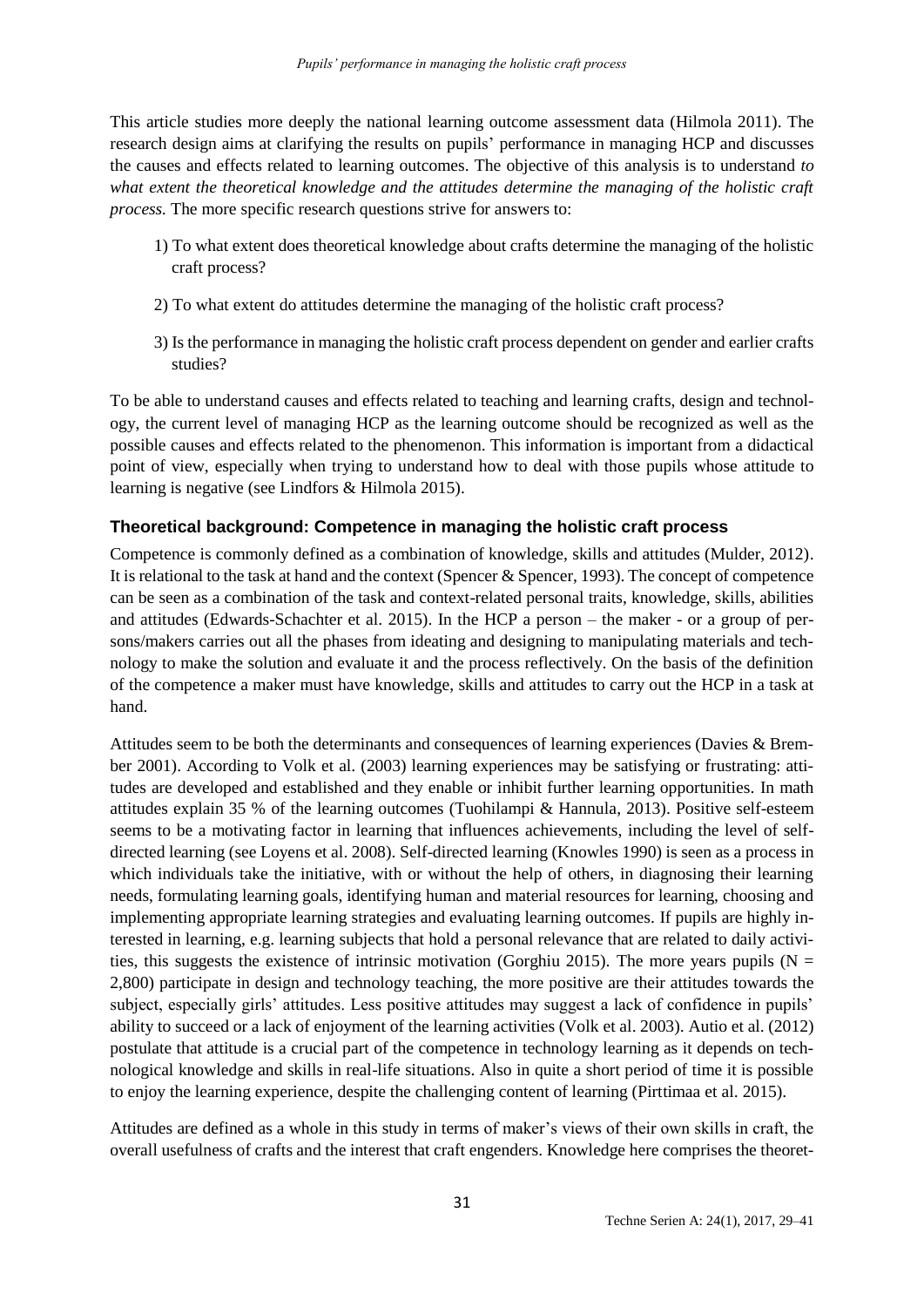This article studies more deeply the national learning outcome assessment data (Hilmola 2011). The research design aims at clarifying the results on pupils' performance in managing HCP and discusses the causes and effects related to learning outcomes. The objective of this analysis is to understand *to what extent the theoretical knowledge and the attitudes determine the managing of the holistic craft process.* The more specific research questions strive for answers to:

1) To what extent does theoretical knowledge about crafts determine the managing of the holistic craft process?

2) To what extent do attitudes determine the managing of the holistic craft process?

3) Is the performance in managing the holistic craft process dependent on gender and earlier crafts studies?

To be able to understand causes and effects related to teaching and learning crafts, design and technology, the current level of managing HCP as the learning outcome should be recognized as well as the possible causes and effects related to the phenomenon. This information is important from a didactical point of view, especially when trying to understand how to deal with those pupils whose attitude to learning is negative (see Lindfors & Hilmola 2015).

### Theoretical background: Competence in managing the holistic craft process

Competence is commonly defined as a combination of knowledge, skills and attitudes (Mulder, 2012). It is relational to the task at hand and the context (Spencer & Spencer, 1993). The concept of competence can be seen as a combination of the task and context-related personal traits, knowledge, skills, abilities and attitudes (Edwards-Schachter et al. 2015). In the HCP a person – the maker - or a group of persons/makers carries out all the phases from ideating and designing to manipulating materials and technology to make the solution and evaluate it and the process reflectively. On the basis of the definition of the competence a maker must have knowledge, skills and attitudes to carry out the HCP in a task at hand.

Attitudes seem to be both the determinants and consequences of learning experiences (Davies & Bremberg 2001). According to Volk et al. (2003) learning experiences may be satisfying or frustrating: attitudes are developed and established and they enable or inhibit further learning opportunities. In math attitudes explain 35 % of the learning outcomes (Tuohilampi & Hannula, 2013). Positive self-esteem seems to be a motivating factor in learning that influences achievements, including the level of self-directed learning (see Loyens et al. 2008). Self-directed learning (Knowles 1990) is seen as a process in which individuals take the initiative, with or without the help of others, in diagnosing their learning needs, formulating learning goals, identifying human and material resources for learning, choosing and implementing appropriate learning strategies and evaluating learning outcomes. If pupils are highly interested in learning, e.g. learning subjects that hold a personal relevance that are related to daily activities, this suggests the existence of intrinsic motivation (Gorghiu 2015). The more years pupils ($N = 2{,}800$) participate in design and technology teaching, the more positive are their attitudes towards the subject, especially girls' attitudes. Less positive attitudes may suggest a lack of confidence in pupils' ability to succeed or a lack of enjoyment of the learning activities (Volk et al. 2003). Autio et al. (2012) postulate that attitude is a crucial part of the competence in technology learning as it depends on technological knowledge and skills in real-life situations. Also in quite a short period of time it is possible to enjoy the learning experience, despite the challenging content of learning (Pirttimaa et al. 2015).

Attitudes are defined as a whole in this study in terms of maker's views of their own skills in craft, the overall usefulness of crafts and the interest that craft engenders. Knowledge here comprises the theoret-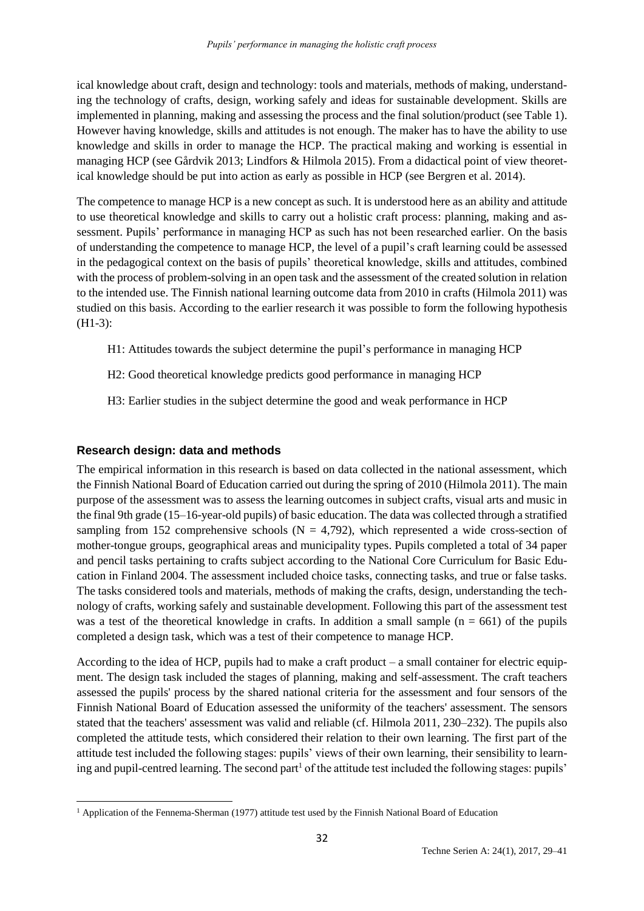ical knowledge about craft, design and technology: tools and materials, methods of making, understanding the technology of crafts, design, working safely and ideas for sustainable development. Skills are implemented in planning, making and assessing the process and the final solution/product (see Table 1). However having knowledge, skills and attitudes is not enough. The maker has to have the ability to use knowledge and skills in order to manage the HCP. The practical making and working is essential in managing HCP (see Gårdvik 2013; Lindfors & Hilmola 2015). From a didactical point of view theoretical knowledge should be put into action as early as possible in HCP (see Bergren et al. 2014).

The competence to manage HCP is a new concept as such. It is understood here as an ability and attitude to use theoretical knowledge and skills to carry out a holistic craft process: planning, making and assessment. Pupils' performance in managing HCP as such has not been researched earlier. On the basis of understanding the competence to manage HCP, the level of a pupil's craft learning could be assessed in the pedagogical context on the basis of pupils' theoretical knowledge, skills and attitudes, combined with the process of problem-solving in an open task and the assessment of the created solution in relation to the intended use. The Finnish national learning outcome data from 2010 in crafts (Hilmola 2011) was studied on this basis. According to the earlier research it was possible to form the following hypothesis (H1-3):

H1: Attitudes towards the subject determine the pupil's performance in managing HCP

H2: Good theoretical knowledge predicts good performance in managing HCP

H3: Earlier studies in the subject determine the good and weak performance in HCP

## Research design: data and methods

The empirical information in this research is based on data collected in the national assessment, which the Finnish National Board of Education carried out during the spring of 2010 (Hilmola 2011). The main purpose of the assessment was to assess the learning outcomes in subject crafts, visual arts and music in the final 9th grade (15–16-year-old pupils) of basic education. The data was collected through a stratified sampling from 152 comprehensive schools ($N = 4{,}792$), which represented a wide cross-section of mother-tongue groups, geographical areas and municipality types. Pupils completed a total of 34 paper and pencil tasks pertaining to crafts subject according to the National Core Curriculum for Basic Education in Finland 2004. The assessment included choice tasks, connecting tasks, and true or false tasks. The tasks considered tools and materials, methods of making the crafts, design, understanding the technology of crafts, working safely and sustainable development. Following this part of the assessment test was a test of the theoretical knowledge in crafts. In addition a small sample ($n = 661$) of the pupils completed a design task, which was a test of their competence to manage HCP.

According to the idea of HCP, pupils had to make a craft product – a small container for electric equipment. The design task included the stages of planning, making and self-assessment. The craft teachers assessed the pupils' process by the shared national criteria for the assessment and four sensors of the Finnish National Board of Education assessed the uniformity of the teachers' assessment. The sensors stated that the teachers' assessment was valid and reliable (cf. Hilmola 2011, 230–232). The pupils also completed the attitude tests, which considered their relation to their own learning. The first part of the attitude test included the following stages: pupils' views of their own learning, their sensibility to learning and pupil-centred learning. The second part[1] of the attitude test included the following stages: pupils'

[1] Application of the Fennema-Sherman (1977) attitude test used by the Finnish National Board of Education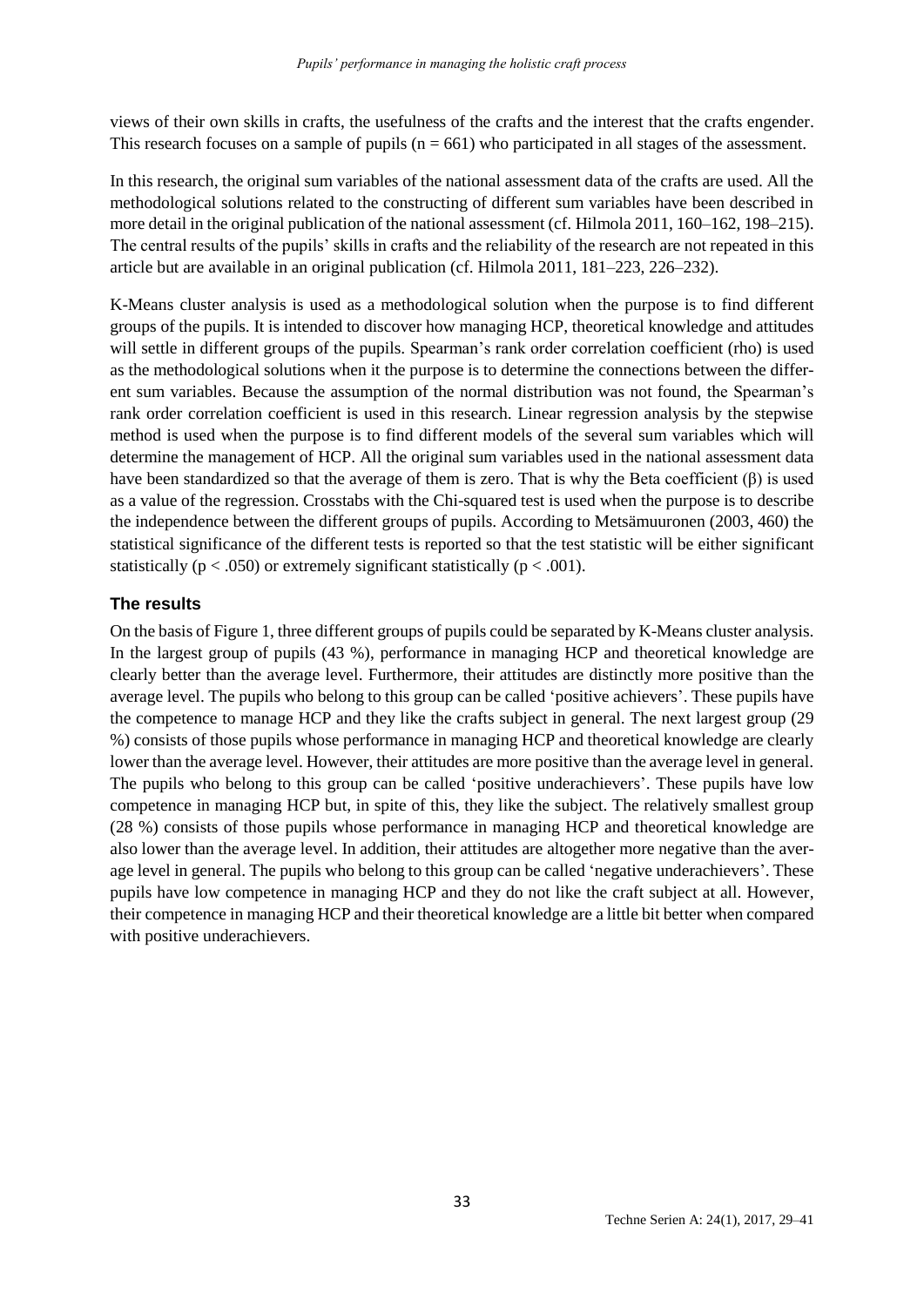views of their own skills in crafts, the usefulness of the crafts and the interest that the crafts engender. This research focuses on a sample of pupils ($n = 661$) who participated in all stages of the assessment.

In this research, the original sum variables of the national assessment data of the crafts are used. All the methodological solutions related to the constructing of different sum variables have been described in more detail in the original publication of the national assessment (cf. Hilmola 2011, 160–162, 198–215). The central results of the pupils' skills in crafts and the reliability of the research are not repeated in this article but are available in an original publication (cf. Hilmola 2011, 181–223, 226–232).

K-Means cluster analysis is used as a methodological solution when the purpose is to find different groups of the pupils. It is intended to discover how managing HCP, theoretical knowledge and attitudes will settle in different groups of the pupils. Spearman's rank order correlation coefficient (rho) is used as the methodological solutions when it the purpose is to determine the connections between the different sum variables. Because the assumption of the normal distribution was not found, the Spearman's rank order correlation coefficient is used in this research. Linear regression analysis by the stepwise method is used when the purpose is to find different models of the several sum variables which will determine the management of HCP. All the original sum variables used in the national assessment data have been standardized so that the average of them is zero. That is why the Beta coefficient ($\beta$) is used as a value of the regression. Crosstabs with the Chi-squared test is used when the purpose is to describe the independence between the different groups of pupils. According to Metsämuuronen (2003, 460) the statistical significance of the different tests is reported so that the test statistic will be either significant statistically ($p < .050$) or extremely significant statistically ($p < .001$).

## The results

On the basis of Figure 1, three different groups of pupils could be separated by K-Means cluster analysis. In the largest group of pupils (43 %), performance in managing HCP and theoretical knowledge are clearly better than the average level. Furthermore, their attitudes are distinctly more positive than the average level. The pupils who belong to this group can be called 'positive achievers'. These pupils have the competence to manage HCP and they like the crafts subject in general. The next largest group (29 %) consists of those pupils whose performance in managing HCP and theoretical knowledge are clearly lower than the average level. However, their attitudes are more positive than the average level in general. The pupils who belong to this group can be called 'positive underachievers'. These pupils have low competence in managing HCP but, in spite of this, they like the subject. The relatively smallest group (28 %) consists of those pupils whose performance in managing HCP and theoretical knowledge are also lower than the average level. In addition, their attitudes are altogether more negative than the average level in general. The pupils who belong to this group can be called 'negative underachievers'. These pupils have low competence in managing HCP and they do not like the craft subject at all. However, their competence in managing HCP and their theoretical knowledge are a little bit better when compared with positive underachievers.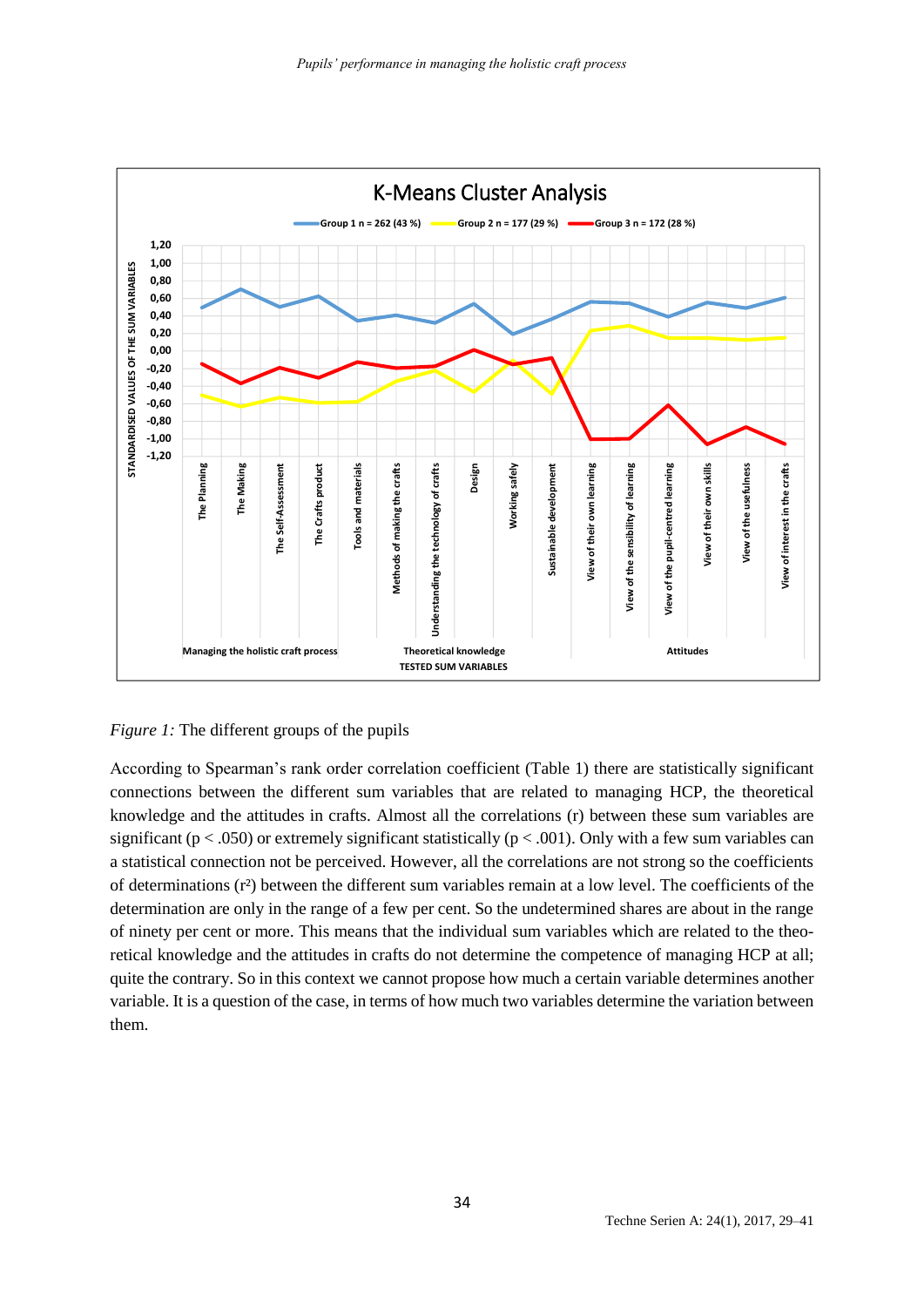*Figure 1:* The different groups of the pupils

According to Spearman's rank order correlation coefficient (Table 1) there are statistically significant connections between the different sum variables that are related to managing HCP, the theoretical knowledge and the attitudes in crafts. Almost all the correlations (r) between these sum variables are significant ($p < .050$) or extremely significant statistically ($p < .001$). Only with a few sum variables can a statistical connection not be perceived. However, all the correlations are not strong so the coefficients of determinations ($r^2$) between the different sum variables remain at a low level. The coefficients of the determination are only in the range of a few per cent. So the undetermined shares are about in the range of ninety per cent or more. This means that the individual sum variables which are related to the theoretical knowledge and the attitudes in crafts do not determine the competence of managing HCP at all; quite the contrary. So in this context we cannot propose how much a certain variable determines another variable. It is a question of the case, in terms of how much two variables determine the variation between them.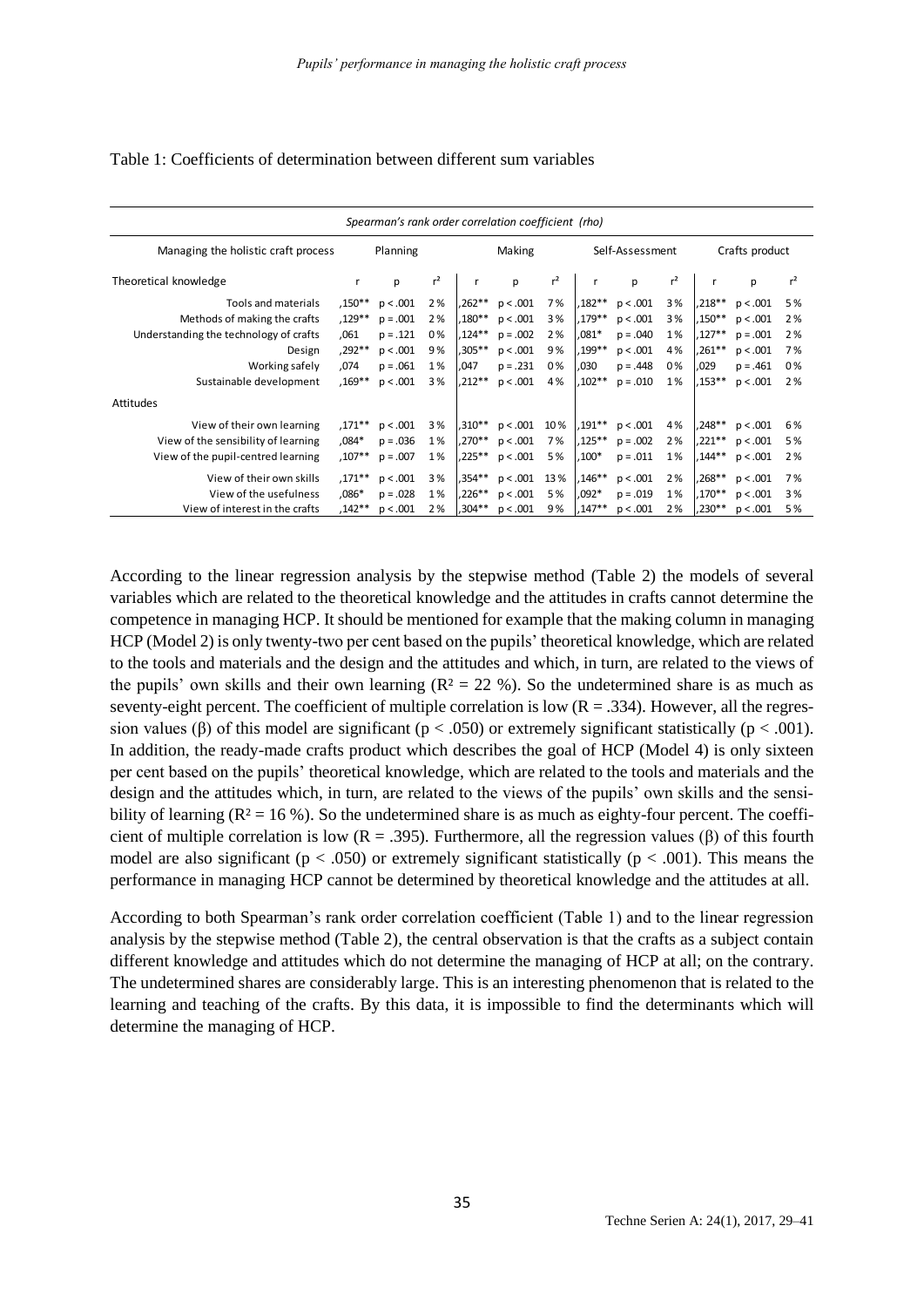Table 1: Coefficients of determination between different sum variables

| *Spearman's rank order correlation coefficient (rho)* | | | | | | | | | | | | |
|---|---|---|---|---|---|---|---|---|---|---|---|---|
| Managing the holistic craft process | Planning | | | Making | | | Self-Assessment | | | Crafts product | | |
| Theoretical knowledge | r | p | $r^2$ | r | p | $r^2$ | r | p | $r^2$ | r | p | $r^2$ |
| Tools and materials | ,150** | p < .001 | 2 % | ,262** | p < .001 | 7 % | ,182** | p < .001 | 3 % | ,218** | p < .001 | 5 % |
| Methods of making the crafts | ,129** | p = .001 | 2 % | ,180** | p < .001 | 3 % | ,179** | p < .001 | 3 % | ,150** | p < .001 | 2 % |
| Understanding the technology of crafts | ,061 | p = .121 | 0 % | ,124** | p = .002 | 2 % | ,081* | p = .040 | 1 % | ,127** | p = .001 | 2 % |
| Design | ,292** | p < .001 | 9 % | ,305** | p < .001 | 9 % | ,199** | p < .001 | 4 % | ,261** | p < .001 | 7 % |
| Working safely | ,074 | p = .061 | 1 % | ,047 | p = .231 | 0 % | ,030 | p = .448 | 0 % | ,029 | p = .461 | 0 % |
| Sustainable development | ,169** | p < .001 | 3 % | ,212** | p < .001 | 4 % | ,102** | p = .010 | 1 % | ,153** | p < .001 | 2 % |
| Attitudes | | | | | | | | | | | | |
| View of their own learning | ,171** | p < .001 | 3 % | ,310** | p < .001 | 10 % | ,191** | p < .001 | 4 % | ,248** | p < .001 | 6 % |
| View of the sensibility of learning | ,084* | p = .036 | 1 % | ,270** | p < .001 | 7 % | ,125** | p = .002 | 2 % | ,221** | p < .001 | 5 % |
| View of the pupil-centred learning | ,107** | p = .007 | 1 % | ,225** | p < .001 | 5 % | ,100* | p = .011 | 1 % | ,144** | p < .001 | 2 % |
| View of their own skills | ,171** | p < .001 | 3 % | ,354** | p < .001 | 13 % | ,146** | p < .001 | 2 % | ,268** | p < .001 | 7 % |
| View of the usefulness | ,086* | p = .028 | 1 % | ,226** | p < .001 | 5 % | ,092* | p = .019 | 1 % | ,170** | p < .001 | 3 % |
| View of interest in the crafts | ,142** | p < .001 | 2 % | ,304** | p < .001 | 9 % | ,147** | p < .001 | 2 % | ,230** | p < .001 | 5 % |

According to the linear regression analysis by the stepwise method (Table 2) the models of several variables which are related to the theoretical knowledge and the attitudes in crafts cannot determine the competence in managing HCP. It should be mentioned for example that the making column in managing HCP (Model 2) is only twenty-two per cent based on the pupils' theoretical knowledge, which are related to the tools and materials and the design and the attitudes and which, in turn, are related to the views of the pupils' own skills and their own learning ($R^2 = 22$ %). So the undetermined share is as much as seventy-eight percent. The coefficient of multiple correlation is low ($R = .334$). However, all the regression values (β) of this model are significant ($p < .050$) or extremely significant statistically ($p < .001$). In addition, the ready-made crafts product which describes the goal of HCP (Model 4) is only sixteen per cent based on the pupils' theoretical knowledge, which are related to the tools and materials and the design and the attitudes which, in turn, are related to the views of the pupils' own skills and the sensibility of learning ($R^2 = 16$ %). So the undetermined share is as much as eighty-four percent. The coefficient of multiple correlation is low ($R = .395$). Furthermore, all the regression values (β) of this fourth model are also significant ($p < .050$) or extremely significant statistically ($p < .001$). This means the performance in managing HCP cannot be determined by theoretical knowledge and the attitudes at all.

According to both Spearman's rank order correlation coefficient (Table 1) and to the linear regression analysis by the stepwise method (Table 2), the central observation is that the crafts as a subject contain different knowledge and attitudes which do not determine the managing of HCP at all; on the contrary. The undetermined shares are considerably large. This is an interesting phenomenon that is related to the learning and teaching of the crafts. By this data, it is impossible to find the determinants which will determine the managing of HCP.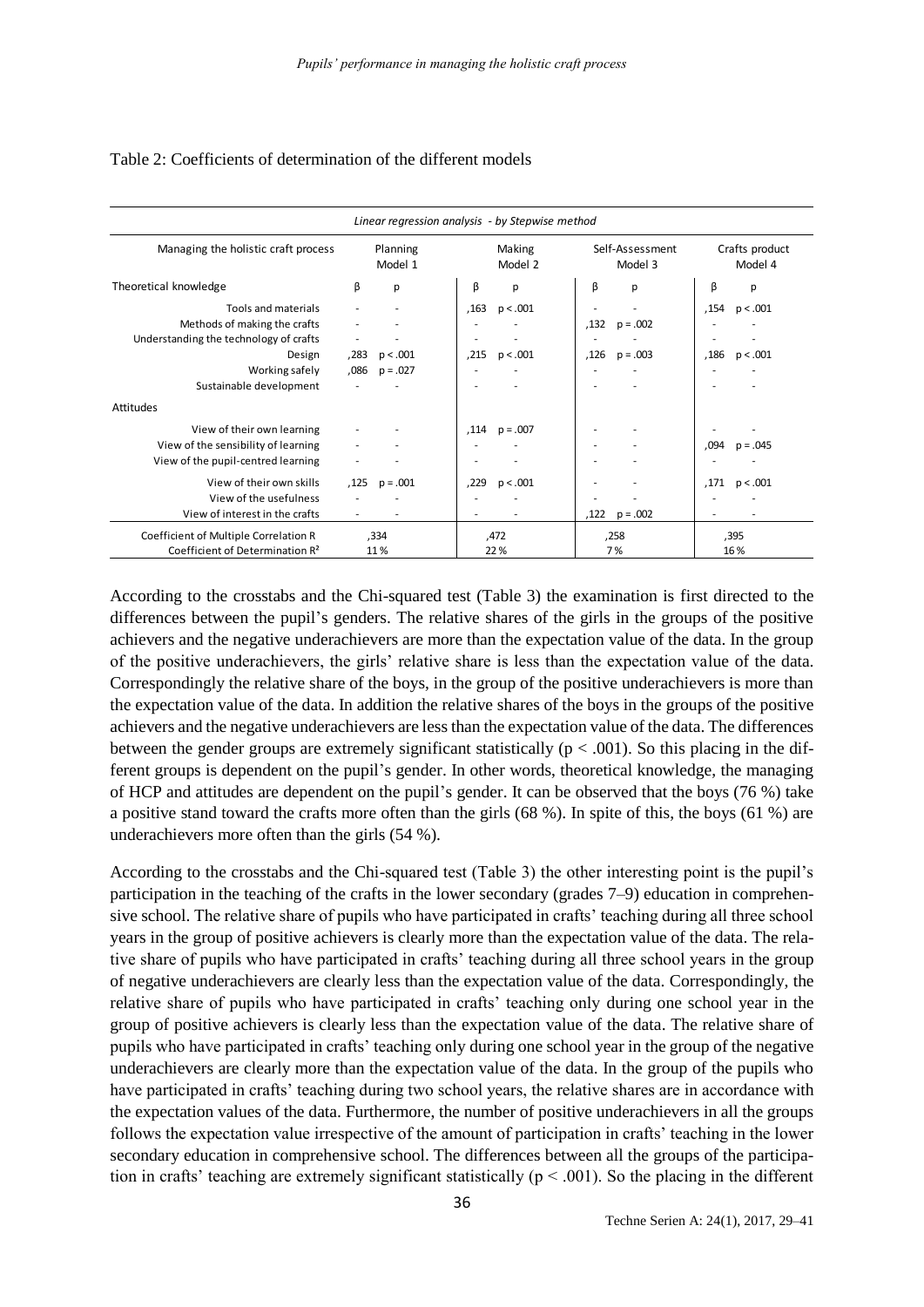Table 2: Coefficients of determination of the different models

| *Linear regression analysis - by Stepwise method* | | | | | | | | |
|---|---|---|---|---|---|---|---|---|
| Managing the holistic craft process | Planning Model 1 | | Making Model 2 | | Self-Assessment Model 3 | | Crafts product Model 4 | |
| Theoretical knowledge | β | p | β | p | β | p | β | p |
| Tools and materials | - | - | ,163 | p < .001 | - | - | ,154 | p < .001 |
| Methods of making the crafts | - | - | - | - | ,132 | p = .002 | - | - |
| Understanding the technology of crafts | - | - | - | - | - | - | - | - |
| Design | ,283 | p < .001 | ,215 | p < .001 | ,126 | p = .003 | ,186 | p < .001 |
| Working safely | ,086 | p = .027 | - | - | - | - | - | - |
| Sustainable development | - | - | - | - | - | - | - | - |
| Attitudes | | | | | | | | |
| View of their own learning | - | - | ,114 | p = .007 | - | - | - | - |
| View of the sensibility of learning | - | - | - | - | - | - | ,094 | p = .045 |
| View of the pupil-centred learning | - | - | - | - | - | - | - | - |
| View of their own skills | ,125 | p = .001 | ,229 | p < .001 | - | - | ,171 | p < .001 |
| View of the usefulness | - | - | - | - | - | - | - | - |
| View of interest in the crafts | - | - | - | - | ,122 | p = .002 | - | - |
| Coefficient of Multiple Correlation R | ,334 | | ,472 | | ,258 | | ,395 | |
| Coefficient of Determination $R^2$ | 11 % | | 22 % | | 7 % | | 16 % | |

According to the crosstabs and the Chi-squared test (Table 3) the examination is first directed to the differences between the pupil's genders. The relative shares of the girls in the groups of the positive achievers and the negative underachievers are more than the expectation value of the data. In the group of the positive underachievers, the girls' relative share is less than the expectation value of the data. Correspondingly the relative share of the boys, in the group of the positive underachievers is more than the expectation value of the data. In addition the relative shares of the boys in the groups of the positive achievers and the negative underachievers are less than the expectation value of the data. The differences between the gender groups are extremely significant statistically ($p < .001$). So this placing in the different groups is dependent on the pupil's gender. In other words, theoretical knowledge, the managing of HCP and attitudes are dependent on the pupil's gender. It can be observed that the boys (76 %) take a positive stand toward the crafts more often than the girls (68 %). In spite of this, the boys (61 %) are underachievers more often than the girls (54 %).

According to the crosstabs and the Chi-squared test (Table 3) the other interesting point is the pupil's participation in the teaching of the crafts in the lower secondary (grades 7–9) education in comprehensive school. The relative share of pupils who have participated in crafts' teaching during all three school years in the group of positive achievers is clearly more than the expectation value of the data. The relative share of pupils who have participated in crafts' teaching during all three school years in the group of negative underachievers are clearly less than the expectation value of the data. Correspondingly, the relative share of pupils who have participated in crafts' teaching only during one school year in the group of positive achievers is clearly less than the expectation value of the data. The relative share of pupils who have participated in crafts' teaching only during one school year in the group of the negative underachievers are clearly more than the expectation value of the data. In the group of the pupils who have participated in crafts' teaching during two school years, the relative shares are in accordance with the expectation values of the data. Furthermore, the number of positive underachievers in all the groups follows the expectation value irrespective of the amount of participation in crafts' teaching in the lower secondary education in comprehensive school. The differences between all the groups of the participation in crafts' teaching are extremely significant statistically ($p < .001$). So the placing in the different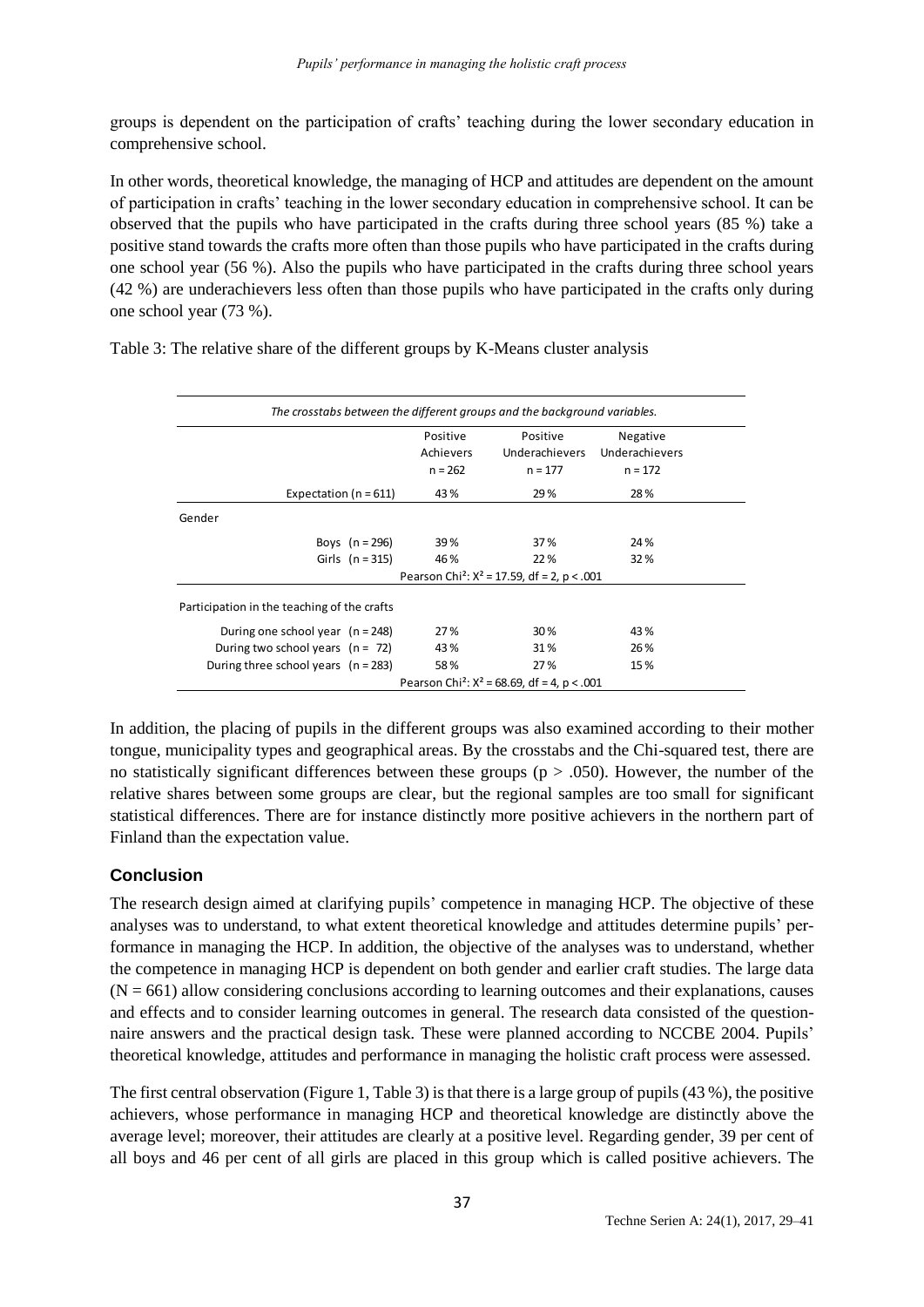groups is dependent on the participation of crafts' teaching during the lower secondary education in comprehensive school.

In other words, theoretical knowledge, the managing of HCP and attitudes are dependent on the amount of participation in crafts' teaching in the lower secondary education in comprehensive school. It can be observed that the pupils who have participated in the crafts during three school years (85 %) take a positive stand towards the crafts more often than those pupils who have participated in the crafts during one school year (56 %). Also the pupils who have participated in the crafts during three school years (42 %) are underachievers less often than those pupils who have participated in the crafts only during one school year (73 %).

Table 3: The relative share of the different groups by K-Means cluster analysis

| *The crosstabs between the different groups and the background variables.* | | | |
|---|---|---|---|
| | Positive Achievers $n = 262$ | Positive Underachievers $n = 177$ | Negative Underachievers $n = 172$ |
| Expectation ($n = 611$) | 43 % | 29 % | 28 % |
| **Gender** | | | |
| Boys ($n = 296$) | 39 % | 37 % | 24 % |
| Girls ($n = 315$) | 46 % | 22 % | 32 % |
| | Pearson Chi²: $X^2 = 17.59$, $df = 2$, $p < .001$ | | |
| **Participation in the teaching of the crafts** | | | |
| During one school year ($n = 248$) | 27 % | 30 % | 43 % |
| During two school years ($n = 72$) | 43 % | 31 % | 26 % |
| During three school years ($n = 283$) | 58 % | 27 % | 15 % |
| | Pearson Chi²: $X^2 = 68.69$, $df = 4$, $p < .001$ | | |

In addition, the placing of pupils in the different groups was also examined according to their mother tongue, municipality types and geographical areas. By the crosstabs and the Chi-squared test, there are no statistically significant differences between these groups ($p > .050$). However, the number of the relative shares between some groups are clear, but the regional samples are too small for significant statistical differences. There are for instance distinctly more positive achievers in the northern part of Finland than the expectation value.

## Conclusion

The research design aimed at clarifying pupils' competence in managing HCP. The objective of these analyses was to understand, to what extent theoretical knowledge and attitudes determine pupils' performance in managing the HCP. In addition, the objective of the analyses was to understand, whether the competence in managing HCP is dependent on both gender and earlier craft studies. The large data ($N = 661$) allow considering conclusions according to learning outcomes and their explanations, causes and effects and to consider learning outcomes in general. The research data consisted of the questionnaire answers and the practical design task. These were planned according to NCCBE 2004. Pupils' theoretical knowledge, attitudes and performance in managing the holistic craft process were assessed.

The first central observation (Figure 1, Table 3) is that there is a large group of pupils (43 %), the positive achievers, whose performance in managing HCP and theoretical knowledge are distinctly above the average level; moreover, their attitudes are clearly at a positive level. Regarding gender, 39 per cent of all boys and 46 per cent of all girls are placed in this group which is called positive achievers. The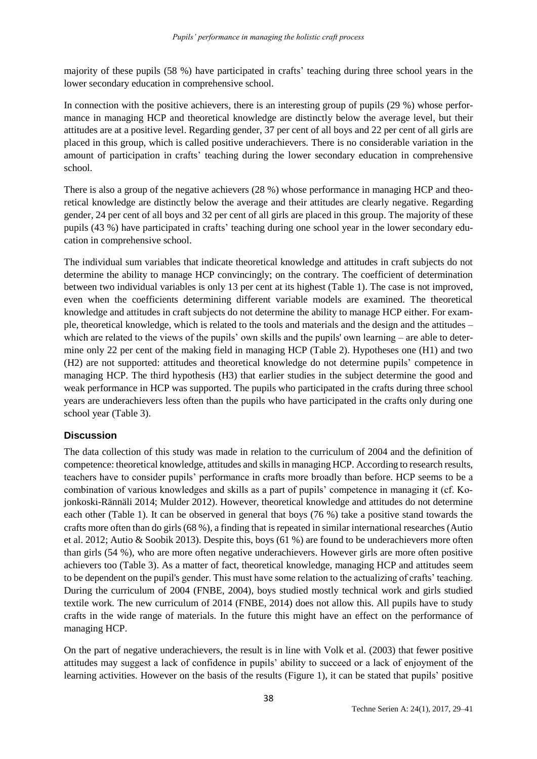majority of these pupils (58 %) have participated in crafts' teaching during three school years in the lower secondary education in comprehensive school.

In connection with the positive achievers, there is an interesting group of pupils (29 %) whose performance in managing HCP and theoretical knowledge are distinctly below the average level, but their attitudes are at a positive level. Regarding gender, 37 per cent of all boys and 22 per cent of all girls are placed in this group, which is called positive underachievers. There is no considerable variation in the amount of participation in crafts' teaching during the lower secondary education in comprehensive school.

There is also a group of the negative achievers (28 %) whose performance in managing HCP and theoretical knowledge are distinctly below the average and their attitudes are clearly negative. Regarding gender, 24 per cent of all boys and 32 per cent of all girls are placed in this group. The majority of these pupils (43 %) have participated in crafts' teaching during one school year in the lower secondary education in comprehensive school.

The individual sum variables that indicate theoretical knowledge and attitudes in craft subjects do not determine the ability to manage HCP convincingly; on the contrary. The coefficient of determination between two individual variables is only 13 per cent at its highest (Table 1). The case is not improved, even when the coefficients determining different variable models are examined. The theoretical knowledge and attitudes in craft subjects do not determine the ability to manage HCP either. For example, theoretical knowledge, which is related to the tools and materials and the design and the attitudes – which are related to the views of the pupils' own skills and the pupils' own learning – are able to determine only 22 per cent of the making field in managing HCP (Table 2). Hypotheses one (H1) and two (H2) are not supported: attitudes and theoretical knowledge do not determine pupils' competence in managing HCP. The third hypothesis (H3) that earlier studies in the subject determine the good and weak performance in HCP was supported. The pupils who participated in the crafts during three school years are underachievers less often than the pupils who have participated in the crafts only during one school year (Table 3).

## Discussion

The data collection of this study was made in relation to the curriculum of 2004 and the definition of competence: theoretical knowledge, attitudes and skills in managing HCP. According to research results, teachers have to consider pupils' performance in crafts more broadly than before. HCP seems to be a combination of various knowledges and skills as a part of pupils' competence in managing it (cf. Kojonkoski-Rännäli 2014; Mulder 2012). However, theoretical knowledge and attitudes do not determine each other (Table 1). It can be observed in general that boys (76 %) take a positive stand towards the crafts more often than do girls (68 %), a finding that is repeated in similar international researches (Autio et al. 2012; Autio & Soobik 2013). Despite this, boys (61 %) are found to be underachievers more often than girls (54 %), who are more often negative underachievers. However girls are more often positive achievers too (Table 3). As a matter of fact, theoretical knowledge, managing HCP and attitudes seem to be dependent on the pupil's gender. This must have some relation to the actualizing of crafts' teaching. During the curriculum of 2004 (FNBE, 2004), boys studied mostly technical work and girls studied textile work. The new curriculum of 2014 (FNBE, 2014) does not allow this. All pupils have to study crafts in the wide range of materials. In the future this might have an effect on the performance of managing HCP.

On the part of negative underachievers, the result is in line with Volk et al. (2003) that fewer positive attitudes may suggest a lack of confidence in pupils' ability to succeed or a lack of enjoyment of the learning activities. However on the basis of the results (Figure 1), it can be stated that pupils' positive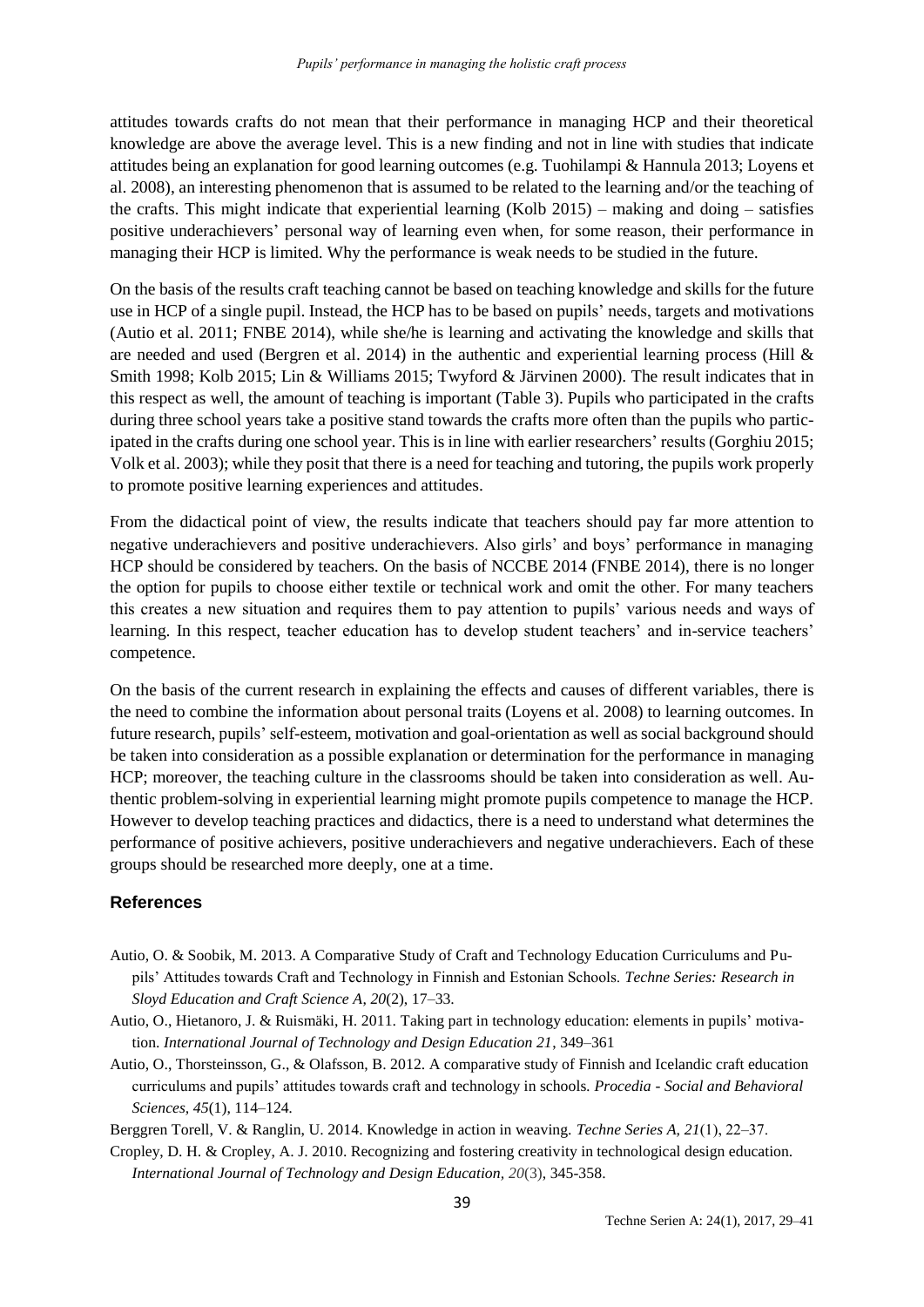attitudes towards crafts do not mean that their performance in managing HCP and their theoretical knowledge are above the average level. This is a new finding and not in line with studies that indicate attitudes being an explanation for good learning outcomes (e.g. Tuohilampi & Hannula 2013; Loyens et al. 2008), an interesting phenomenon that is assumed to be related to the learning and/or the teaching of the crafts. This might indicate that experiential learning (Kolb 2015) – making and doing – satisfies positive underachievers' personal way of learning even when, for some reason, their performance in managing their HCP is limited. Why the performance is weak needs to be studied in the future.

On the basis of the results craft teaching cannot be based on teaching knowledge and skills for the future use in HCP of a single pupil. Instead, the HCP has to be based on pupils' needs, targets and motivations (Autio et al. 2011; FNBE 2014), while she/he is learning and activating the knowledge and skills that are needed and used (Bergren et al. 2014) in the authentic and experiential learning process (Hill & Smith 1998; Kolb 2015; Lin & Williams 2015; Twyford & Järvinen 2000). The result indicates that in this respect as well, the amount of teaching is important (Table 3). Pupils who participated in the crafts during three school years take a positive stand towards the crafts more often than the pupils who participated in the crafts during one school year. This is in line with earlier researchers' results (Gorghiu 2015; Volk et al. 2003); while they posit that there is a need for teaching and tutoring, the pupils work properly to promote positive learning experiences and attitudes.

From the didactical point of view, the results indicate that teachers should pay far more attention to negative underachievers and positive underachievers. Also girls' and boys' performance in managing HCP should be considered by teachers. On the basis of NCCBE 2014 (FNBE 2014), there is no longer the option for pupils to choose either textile or technical work and omit the other. For many teachers this creates a new situation and requires them to pay attention to pupils' various needs and ways of learning. In this respect, teacher education has to develop student teachers' and in-service teachers' competence.

On the basis of the current research in explaining the effects and causes of different variables, there is the need to combine the information about personal traits (Loyens et al. 2008) to learning outcomes. In future research, pupils' self-esteem, motivation and goal-orientation as well as social background should be taken into consideration as a possible explanation or determination for the performance in managing HCP; moreover, the teaching culture in the classrooms should be taken into consideration as well. Authentic problem-solving in experiential learning might promote pupils competence to manage the HCP. However to develop teaching practices and didactics, there is a need to understand what determines the performance of positive achievers, positive underachievers and negative underachievers. Each of these groups should be researched more deeply, one at a time.

## References

Autio, O. & Soobik, M. 2013. A Comparative Study of Craft and Technology Education Curriculums and Pupils' Attitudes towards Craft and Technology in Finnish and Estonian Schools. *Techne Series: Research in Sloyd Education and Craft Science A, 20*(2), 17–33.

Autio, O., Hietanoro, J. & Ruismäki, H. 2011. Taking part in technology education: elements in pupils' motivation. *International Journal of Technology and Design Education 21*, 349–361

Autio, O., Thorsteinsson, G., & Olafsson, B. 2012. A comparative study of Finnish and Icelandic craft education curriculums and pupils' attitudes towards craft and technology in schools. *Procedia - Social and Behavioral Sciences, 45*(1), 114–124.

Berggren Torell, V. & Ranglin, U. 2014. Knowledge in action in weaving. *Techne Series A, 21*(1), 22–37.

Cropley, D. H. & Cropley, A. J. 2010. Recognizing and fostering creativity in technological design education. *International Journal of Technology and Design Education, 20*(3), 345-358.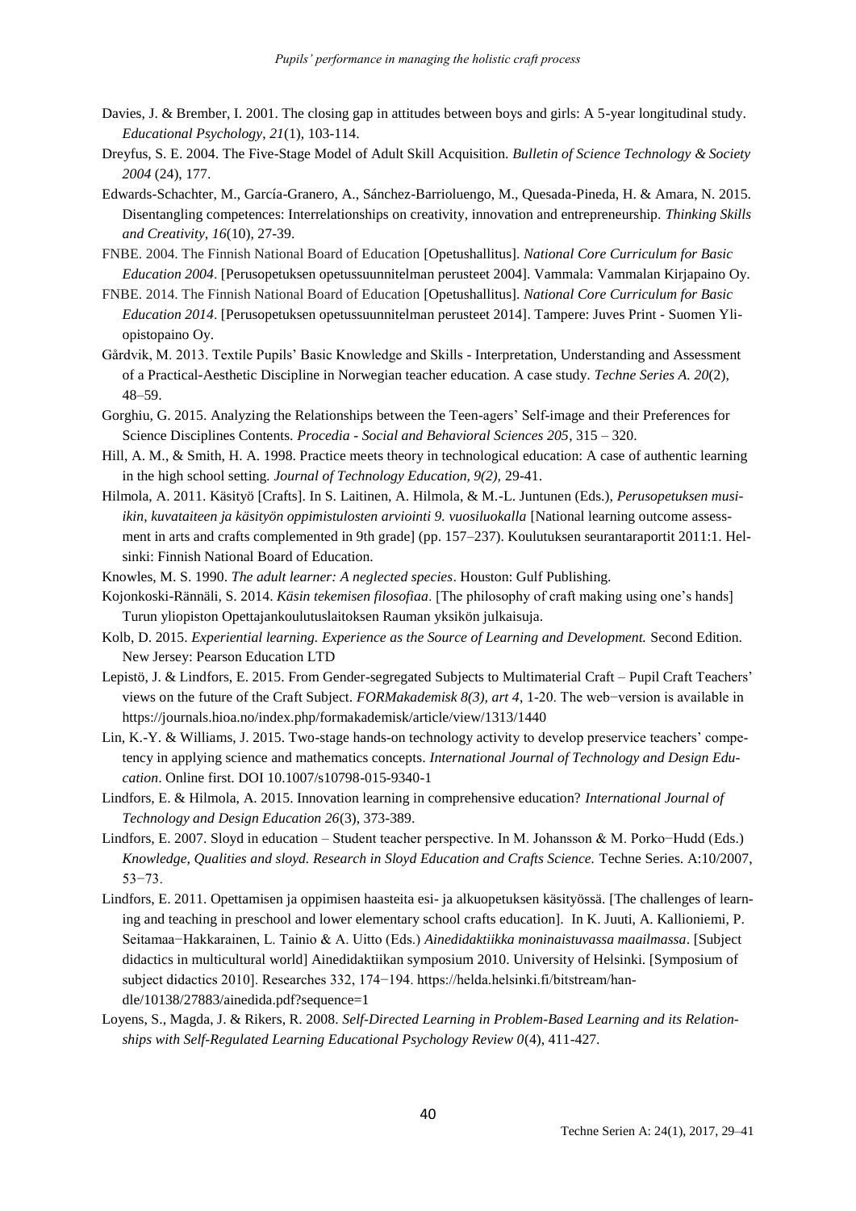Davies, J. & Brember, I. 2001. The closing gap in attitudes between boys and girls: A 5-year longitudinal study. *Educational Psychology*, *21*(1), 103-114.

Dreyfus, S. E. 2004. The Five-Stage Model of Adult Skill Acquisition. *Bulletin of Science Technology & Society 2004* (24), 177.

Edwards-Schachter, M., García-Granero, A., Sánchez-Barrioluengo, M., Quesada-Pineda, H. & Amara, N. 2015. Disentangling competences: Interrelationships on creativity, innovation and entrepreneurship. *Thinking Skills and Creativity, 16*(10), 27-39.

FNBE. 2004. The Finnish National Board of Education [Opetushallitus]. *National Core Curriculum for Basic Education 2004*. [Perusopetuksen opetussuunnitelman perusteet 2004]. Vammala: Vammalan Kirjapaino Oy.

FNBE. 2014. The Finnish National Board of Education [Opetushallitus]. *National Core Curriculum for Basic Education 2014*. [Perusopetuksen opetussuunnitelman perusteet 2014]. Tampere: Juves Print - Suomen Yliopistopaino Oy.

Gårdvik, M. 2013. Textile Pupils' Basic Knowledge and Skills - Interpretation, Understanding and Assessment of a Practical-Aesthetic Discipline in Norwegian teacher education. A case study. *Techne Series A. 20*(2), 48–59.

Gorghiu, G. 2015. Analyzing the Relationships between the Teen-agers' Self-image and their Preferences for Science Disciplines Contents. *Procedia - Social and Behavioral Sciences 205*, 315 – 320.

Hill, A. M., & Smith, H. A. 1998. Practice meets theory in technological education: A case of authentic learning in the high school setting. *Journal of Technology Education, 9(2),* 29-41.

Hilmola, A. 2011. Käsityö [Crafts]. In S. Laitinen, A. Hilmola, & M.-L. Juntunen (Eds.), *Perusopetuksen musiikin, kuvataiteen ja käsityön oppimistulosten arviointi 9. vuosiluokalla* [National learning outcome assessment in arts and crafts complemented in 9th grade] (pp. 157–237). Koulutuksen seurantaraportit 2011:1. Helsinki: Finnish National Board of Education.

Knowles, M. S. 1990. *The adult learner: A neglected species*. Houston: Gulf Publishing.

Kojonkoski-Rännäli, S. 2014. *Käsin tekemisen filosofiaa*. [The philosophy of craft making using one's hands] Turun yliopiston Opettajankoulutuslaitoksen Rauman yksikön julkaisuja.

Kolb, D. 2015. *Experiential learning. Experience as the Source of Learning and Development.* Second Edition. New Jersey: Pearson Education LTD

Lepistö, J. & Lindfors, E. 2015. From Gender-segregated Subjects to Multimaterial Craft – Pupil Craft Teachers' views on the future of the Craft Subject. *FORMakademisk 8(3), art 4*, 1-20. The web−version is available in https://journals.hioa.no/index.php/formakademisk/article/view/1313/1440

Lin, K.-Y. & Williams, J. 2015. Two-stage hands-on technology activity to develop preservice teachers' competency in applying science and mathematics concepts. *International Journal of Technology and Design Education*. Online first. DOI 10.1007/s10798-015-9340-1

Lindfors, E. & Hilmola, A. 2015. Innovation learning in comprehensive education? *International Journal of Technology and Design Education 26*(3), 373-389.

Lindfors, E. 2007. Sloyd in education – Student teacher perspective. In M. Johansson & M. Porko−Hudd (Eds.) *Knowledge, Qualities and sloyd. Research in Sloyd Education and Crafts Science.* Techne Series. A:10/2007, 53−73.

Lindfors, E. 2011. Opettamisen ja oppimisen haasteita esi- ja alkuopetuksen käsityössä. [The challenges of learning and teaching in preschool and lower elementary school crafts education]. In K. Juuti, A. Kallioniemi, P. Seitamaa−Hakkarainen, L. Tainio & A. Uitto (Eds.) *Ainedidaktiikka moninaistuvassa maailmassa*. [Subject didactics in multicultural world] Ainedidaktiikan symposium 2010. University of Helsinki. [Symposium of subject didactics 2010]. Researches 332, 174−194. https://helda.helsinki.fi/bitstream/handle/10138/27883/ainedida.pdf?sequence=1

Loyens, S., Magda, J. & Rikers, R. 2008. *Self-Directed Learning in Problem-Based Learning and its Relationships with Self-Regulated Learning Educational Psychology Review 0*(4), 411-427.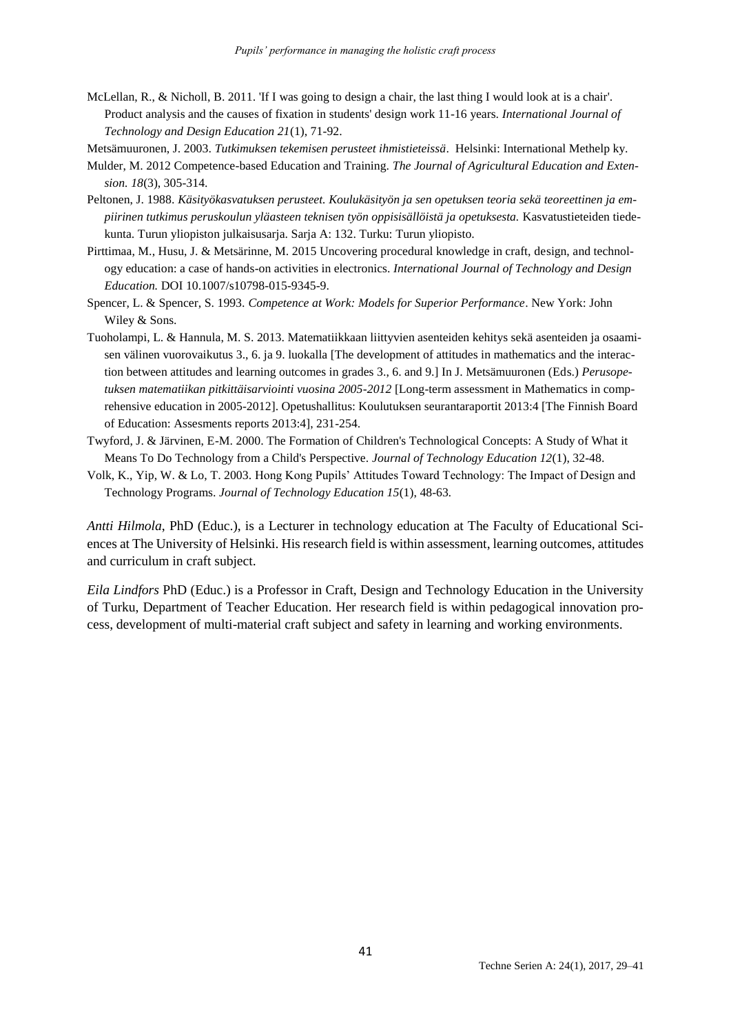McLellan, R., & Nicholl, B. 2011. 'If I was going to design a chair, the last thing I would look at is a chair'. Product analysis and the causes of fixation in students' design work 11-16 years. *International Journal of Technology and Design Education 21*(1), 71-92.

Metsämuuronen, J. 2003. *Tutkimuksen tekemisen perusteet ihmistieteissä*. Helsinki: International Methelp ky.

Mulder, M. 2012 Competence-based Education and Training. *The Journal of Agricultural Education and Extension. 18*(3), 305-314.

Peltonen, J. 1988. *Käsityökasvatuksen perusteet. Koulukäsityön ja sen opetuksen teoria sekä teoreettinen ja empiirinen tutkimus peruskoulun yläasteen teknisen työn oppisisällöistä ja opetuksesta.* Kasvatustieteiden tiedekunta. Turun yliopiston julkaisusarja. Sarja A: 132. Turku: Turun yliopisto.

Pirttimaa, M., Husu, J. & Metsärinne, M. 2015 Uncovering procedural knowledge in craft, design, and technology education: a case of hands-on activities in electronics. *International Journal of Technology and Design Education.* DOI 10.1007/s10798-015-9345-9.

Spencer, L. & Spencer, S. 1993. *Competence at Work: Models for Superior Performance*. New York: John Wiley & Sons.

Tuoholampi, L. & Hannula, M. S. 2013. Matematiikkaan liittyvien asenteiden kehitys sekä asenteiden ja osaamisen välinen vuorovaikutus 3., 6. ja 9. luokalla [The development of attitudes in mathematics and the interaction between attitudes and learning outcomes in grades 3., 6. and 9.] In J. Metsämuuronen (Eds.) *Perusopetuksen matematiikan pitkittäisarviointi vuosina 2005-2012* [Long-term assessment in Mathematics in comprehensive education in 2005-2012]. Opetushallitus: Koulutuksen seurantaraportit 2013:4 [The Finnish Board of Education: Assesments reports 2013:4], 231-254.

Twyford, J. & Järvinen, E-M. 2000. The Formation of Children's Technological Concepts: A Study of What it Means To Do Technology from a Child's Perspective. *Journal of Technology Education 12*(1), 32-48.

Volk, K., Yip, W. & Lo, T. 2003. Hong Kong Pupils' Attitudes Toward Technology: The Impact of Design and Technology Programs. *Journal of Technology Education 15*(1), 48-63.

*Antti Hilmola*, PhD (Educ.), is a Lecturer in technology education at The Faculty of Educational Sciences at The University of Helsinki. His research field is within assessment, learning outcomes, attitudes and curriculum in craft subject.

*Eila Lindfors* PhD (Educ.) is a Professor in Craft, Design and Technology Education in the University of Turku, Department of Teacher Education. Her research field is within pedagogical innovation process, development of multi-material craft subject and safety in learning and working environments.